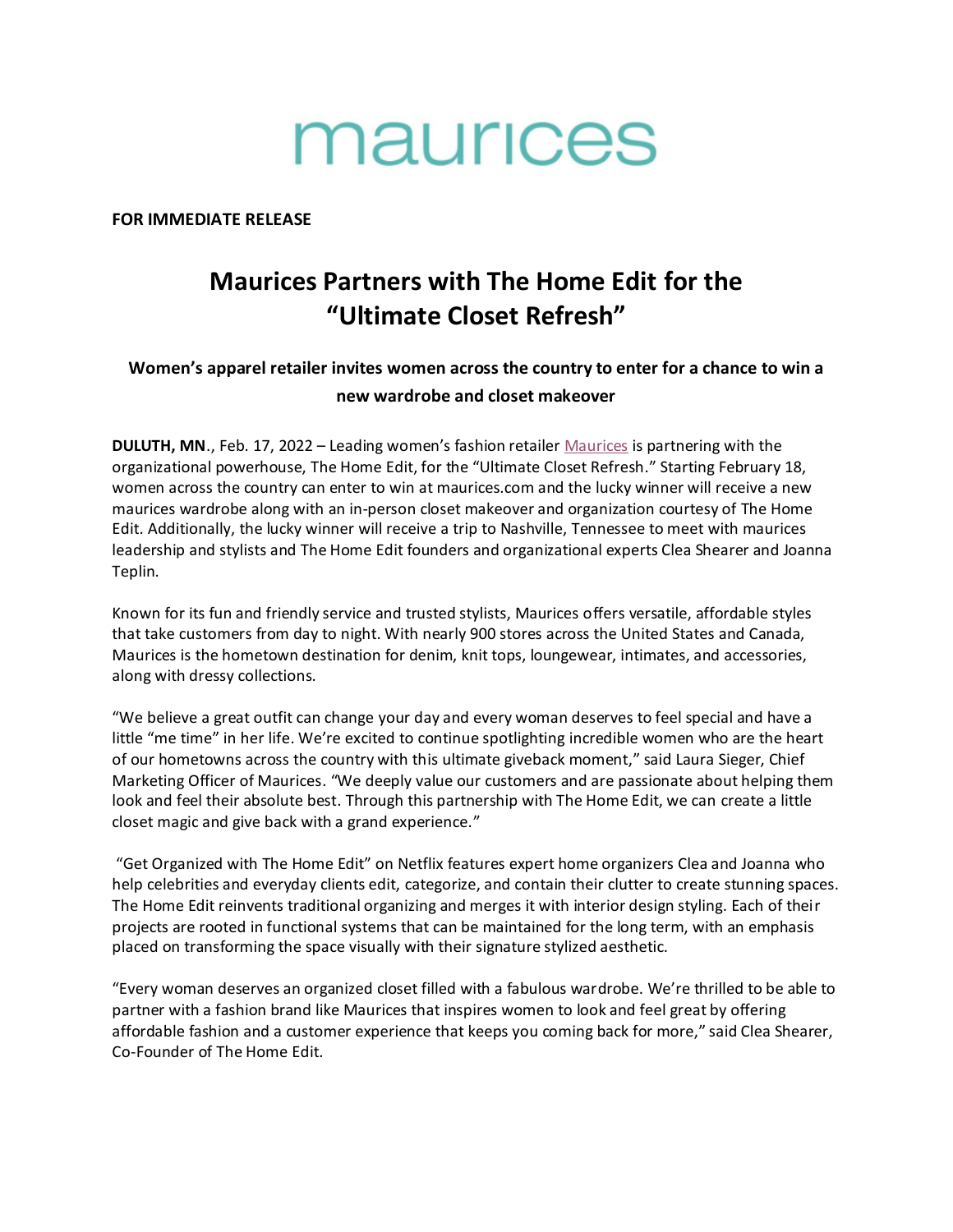maurices

**FOR IMMEDIATE RELEASE**

# Maurices Partners with The Home Edit for the "Ultimate Closet Refresh"

## Women's apparel retailer invites women across the country to enter for a chance to win a new wardrobe and closet makeover

**DULUTH, MN**., Feb. 17, 2022 – Leading women's fashion retailer Maurices is partnering with the organizational powerhouse, The Home Edit, for the "Ultimate Closet Refresh." Starting February 18, women across the country can enter to win at maurices.com and the lucky winner will receive a new maurices wardrobe along with an in-person closet makeover and organization courtesy of The Home Edit. Additionally, the lucky winner will receive a trip to Nashville, Tennessee to meet with maurices leadership and stylists and The Home Edit founders and organizational experts Clea Shearer and Joanna Teplin.

Known for its fun and friendly service and trusted stylists, Maurices offers versatile, affordable styles that take customers from day to night. With nearly 900 stores across the United States and Canada, Maurices is the hometown destination for denim, knit tops, loungewear, intimates, and accessories, along with dressy collections.

"We believe a great outfit can change your day and every woman deserves to feel special and have a little "me time" in her life. We're excited to continue spotlighting incredible women who are the heart of our hometowns across the country with this ultimate giveback moment," said Laura Sieger, Chief Marketing Officer of Maurices. "We deeply value our customers and are passionate about helping them look and feel their absolute best. Through this partnership with The Home Edit, we can create a little closet magic and give back with a grand experience."

"Get Organized with The Home Edit" on Netflix features expert home organizers Clea and Joanna who help celebrities and everyday clients edit, categorize, and contain their clutter to create stunning spaces. The Home Edit reinvents traditional organizing and merges it with interior design styling. Each of their projects are rooted in functional systems that can be maintained for the long term, with an emphasis placed on transforming the space visually with their signature stylized aesthetic.

"Every woman deserves an organized closet filled with a fabulous wardrobe. We're thrilled to be able to partner with a fashion brand like Maurices that inspires women to look and feel great by offering affordable fashion and a customer experience that keeps you coming back for more," said Clea Shearer, Co-Founder of The Home Edit.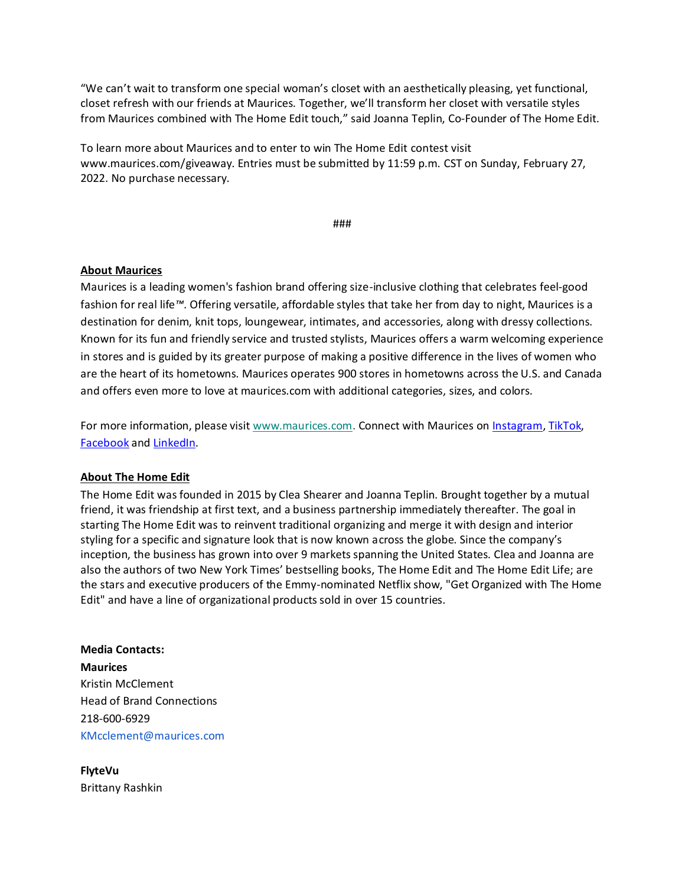"We can't wait to transform one special woman's closet with an aesthetically pleasing, yet functional, closet refresh with our friends at Maurices. Together, we'll transform her closet with versatile styles from Maurices combined with The Home Edit touch," said Joanna Teplin, Co-Founder of The Home Edit.

To learn more about Maurices and to enter to win The Home Edit contest visit www.maurices.com/giveaway. Entries must be submitted by 11:59 p.m. CST on Sunday, February 27, 2022. No purchase necessary.

###

**About Maurices**

Maurices is a leading women's fashion brand offering size-inclusive clothing that celebrates feel-good fashion for real life™. Offering versatile, affordable styles that take her from day to night, Maurices is a destination for denim, knit tops, loungewear, intimates, and accessories, along with dressy collections. Known for its fun and friendly service and trusted stylists, Maurices offers a warm welcoming experience in stores and is guided by its greater purpose of making a positive difference in the lives of women who are the heart of its hometowns. Maurices operates 900 stores in hometowns across the U.S. and Canada and offers even more to love at maurices.com with additional categories, sizes, and colors.

For more information, please visit www.maurices.com. Connect with Maurices on Instagram, TikTok, Facebook and LinkedIn.

**About The Home Edit**

The Home Edit was founded in 2015 by Clea Shearer and Joanna Teplin. Brought together by a mutual friend, it was friendship at first text, and a business partnership immediately thereafter. The goal in starting The Home Edit was to reinvent traditional organizing and merge it with design and interior styling for a specific and signature look that is now known across the globe. Since the company's inception, the business has grown into over 9 markets spanning the United States. Clea and Joanna are also the authors of two New York Times' bestselling books, The Home Edit and The Home Edit Life; are the stars and executive producers of the Emmy-nominated Netflix show, "Get Organized with The Home Edit" and have a line of organizational products sold in over 15 countries.

**Media Contacts:**

**Maurices**
Kristin McClement
Head of Brand Connections
218-600-6929
KMcclement@maurices.com

**FlyteVu**
Brittany Rashkin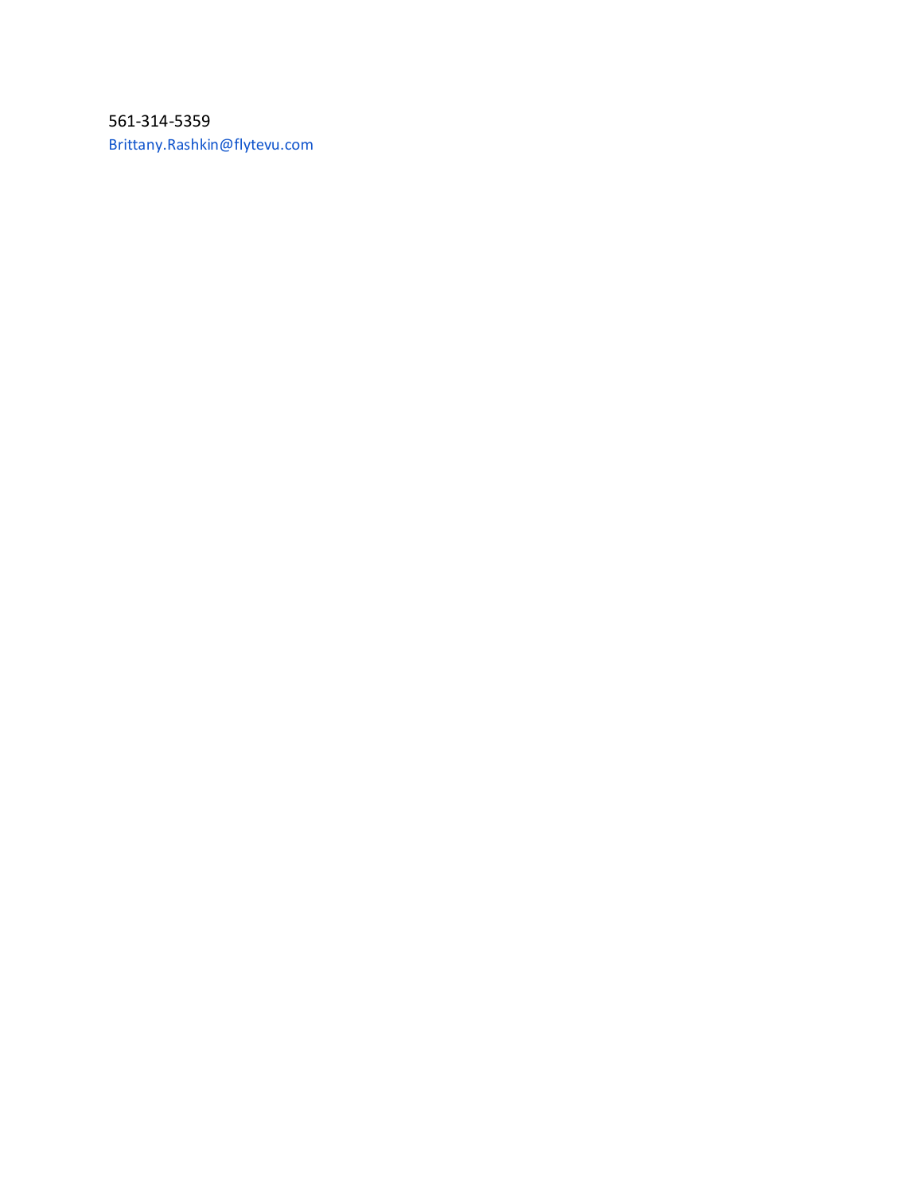561-314-5359
Brittany.Rashkin@flytevu.com